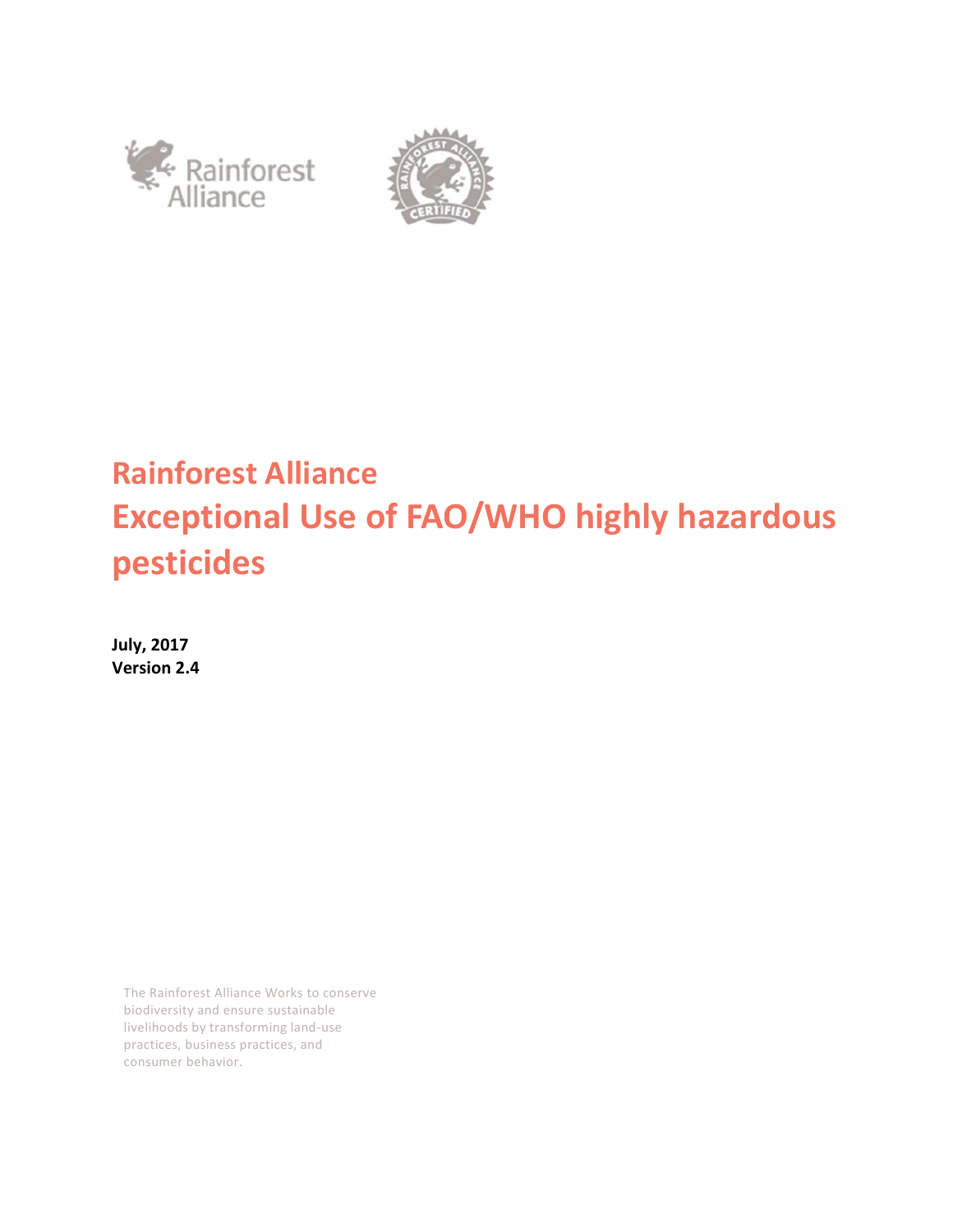# Rainforest Alliance
# Exceptional Use of FAO/WHO highly hazardous pesticides

**July, 2017**
**Version 2.4**

The Rainforest Alliance Works to conserve biodiversity and ensure sustainable livelihoods by transforming land-use practices, business practices, and consumer behavior.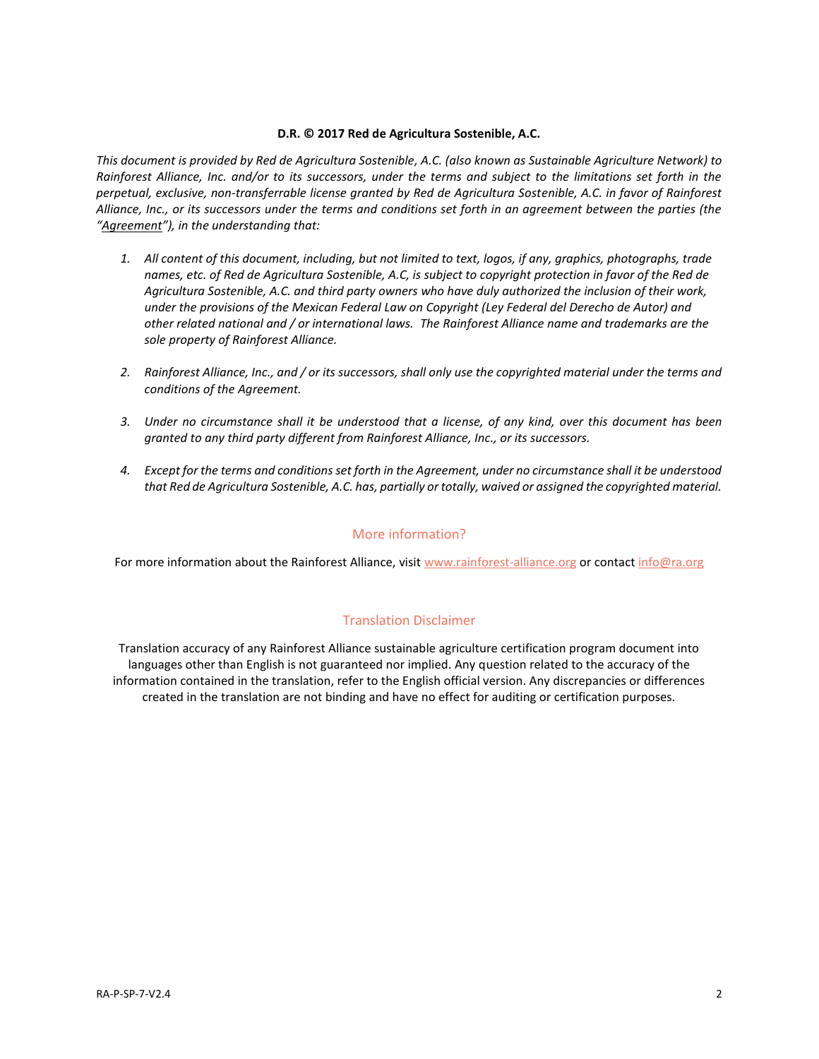**D.R. © 2017 Red de Agricultura Sostenible, A.C.**

*This document is provided by Red de Agricultura Sostenible, A.C. (also known as Sustainable Agriculture Network) to Rainforest Alliance, Inc. and/or to its successors, under the terms and subject to the limitations set forth in the perpetual, exclusive, non-transferrable license granted by Red de Agricultura Sostenible, A.C. in favor of Rainforest Alliance, Inc., or its successors under the terms and conditions set forth in an agreement between the parties (the "Agreement"), in the understanding that:*

1. *All content of this document, including, but not limited to text, logos, if any, graphics, photographs, trade names, etc. of Red de Agricultura Sostenible, A.C, is subject to copyright protection in favor of the Red de Agricultura Sostenible, A.C. and third party owners who have duly authorized the inclusion of their work, under the provisions of the Mexican Federal Law on Copyright (Ley Federal del Derecho de Autor) and other related national and / or international laws. The Rainforest Alliance name and trademarks are the sole property of Rainforest Alliance.*

2. *Rainforest Alliance, Inc., and / or its successors, shall only use the copyrighted material under the terms and conditions of the Agreement.*

3. *Under no circumstance shall it be understood that a license, of any kind, over this document has been granted to any third party different from Rainforest Alliance, Inc., or its successors.*

4. *Except for the terms and conditions set forth in the Agreement, under no circumstance shall it be understood that Red de Agricultura Sostenible, A.C. has, partially or totally, waived or assigned the copyrighted material.*

## More information?

For more information about the Rainforest Alliance, visit www.rainforest-alliance.org or contact info@ra.org

## Translation Disclaimer

Translation accuracy of any Rainforest Alliance sustainable agriculture certification program document into languages other than English is not guaranteed nor implied. Any question related to the accuracy of the information contained in the translation, refer to the English official version. Any discrepancies or differences created in the translation are not binding and have no effect for auditing or certification purposes.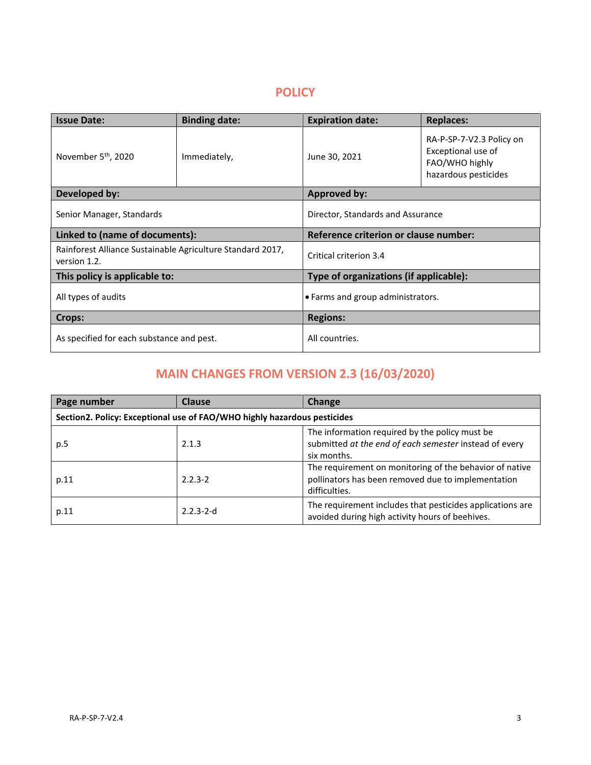# POLICY

| Issue Date: | Binding date: | Expiration date: | Replaces: |
| --- | --- | --- | --- |
| November 5th, 2020 | Immediately, | June 30, 2021 | RA-P-SP-7-V2.3 Policy on Exceptional use of FAO/WHO highly hazardous pesticides |
| **Developed by:** | | **Approved by:** | |
| Senior Manager, Standards | | Director, Standards and Assurance | |
| **Linked to (name of documents):** | | **Reference criterion or clause number:** | |
| Rainforest Alliance Sustainable Agriculture Standard 2017, version 1.2. | | Critical criterion 3.4 | |
| **This policy is applicable to:** | | **Type of organizations (if applicable):** | |
| All types of audits | | • Farms and group administrators. | |
| **Crops:** | | **Regions:** | |
| As specified for each substance and pest. | | All countries. | |

# MAIN CHANGES FROM VERSION 2.3 (16/03/2020)

| Page number | Clause | Change |
| --- | --- | --- |
| **Section2. Policy: Exceptional use of FAO/WHO highly hazardous pesticides** | | |
| p.5 | 2.1.3 | The information required by the policy must be submitted *at the end of each semester* instead of every six months. |
| p.11 | 2.2.3-2 | The requirement on monitoring of the behavior of native pollinators has been removed due to implementation difficulties. |
| p.11 | 2.2.3-2-d | The requirement includes that pesticides applications are avoided during high activity hours of beehives. |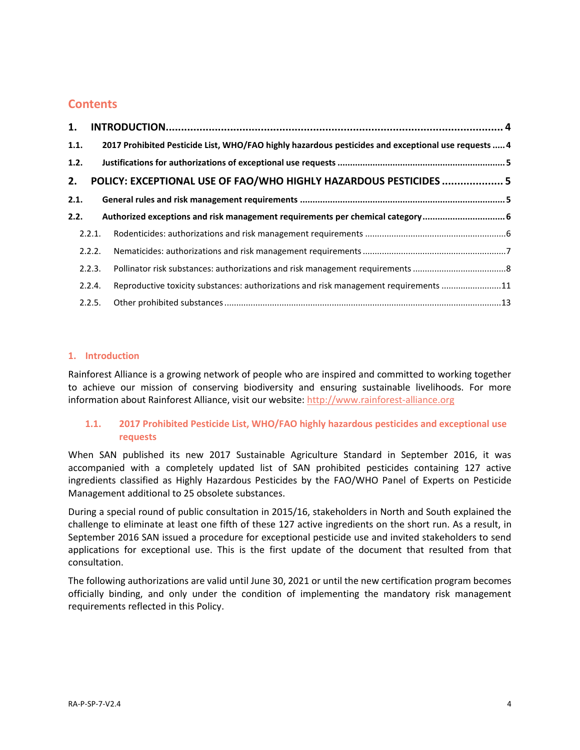## Contents

| | | |
|---|---|---|
| **1.** | **INTRODUCTION** | **4** |
| **1.1.** | **2017 Prohibited Pesticide List, WHO/FAO highly hazardous pesticides and exceptional use requests** | **4** |
| **1.2.** | **Justifications for authorizations of exceptional use requests** | **5** |
| **2.** | **POLICY: EXCEPTIONAL USE OF FAO/WHO HIGHLY HAZARDOUS PESTICIDES** | **5** |
| **2.1.** | **General rules and risk management requirements** | **5** |
| **2.2.** | **Authorized exceptions and risk management requirements per chemical category** | **6** |
| 2.2.1. | Rodenticides: authorizations and risk management requirements | 6 |
| 2.2.2. | Nematicides: authorizations and risk management requirements | 7 |
| 2.2.3. | Pollinator risk substances: authorizations and risk management requirements | 8 |
| 2.2.4. | Reproductive toxicity substances: authorizations and risk management requirements | 11 |
| 2.2.5. | Other prohibited substances | 13 |

## 1. Introduction

Rainforest Alliance is a growing network of people who are inspired and committed to working together to achieve our mission of conserving biodiversity and ensuring sustainable livelihoods. For more information about Rainforest Alliance, visit our website: http://www.rainforest-alliance.org

### 1.1. 2017 Prohibited Pesticide List, WHO/FAO highly hazardous pesticides and exceptional use requests

When SAN published its new 2017 Sustainable Agriculture Standard in September 2016, it was accompanied with a completely updated list of SAN prohibited pesticides containing 127 active ingredients classified as Highly Hazardous Pesticides by the FAO/WHO Panel of Experts on Pesticide Management additional to 25 obsolete substances.

During a special round of public consultation in 2015/16, stakeholders in North and South explained the challenge to eliminate at least one fifth of these 127 active ingredients on the short run. As a result, in September 2016 SAN issued a procedure for exceptional pesticide use and invited stakeholders to send applications for exceptional use. This is the first update of the document that resulted from that consultation.

The following authorizations are valid until June 30, 2021 or until the new certification program becomes officially binding, and only under the condition of implementing the mandatory risk management requirements reflected in this Policy.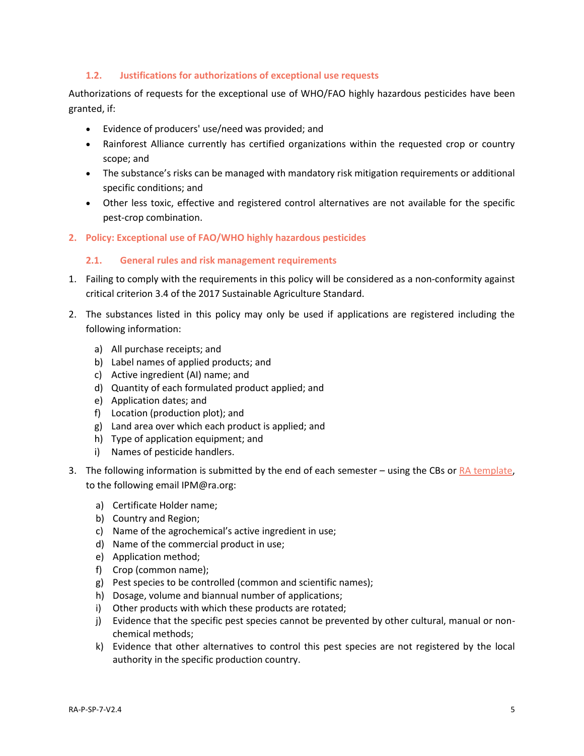### 1.2. Justifications for authorizations of exceptional use requests

Authorizations of requests for the exceptional use of WHO/FAO highly hazardous pesticides have been granted, if:

- Evidence of producers' use/need was provided; and
- Rainforest Alliance currently has certified organizations within the requested crop or country scope; and
- The substance's risks can be managed with mandatory risk mitigation requirements or additional specific conditions; and
- Other less toxic, effective and registered control alternatives are not available for the specific pest-crop combination.

## 2. Policy: Exceptional use of FAO/WHO highly hazardous pesticides

### 2.1. General rules and risk management requirements

1. Failing to comply with the requirements in this policy will be considered as a non-conformity against critical criterion 3.4 of the 2017 Sustainable Agriculture Standard.

2. The substances listed in this policy may only be used if applications are registered including the following information:

   a) All purchase receipts; and
   b) Label names of applied products; and
   c) Active ingredient (AI) name; and
   d) Quantity of each formulated product applied; and
   e) Application dates; and
   f) Location (production plot); and
   g) Land area over which each product is applied; and
   h) Type of application equipment; and
   i) Names of pesticide handlers.

3. The following information is submitted by the end of each semester – using the CBs or [RA template](), to the following email IPM@ra.org:

   a) Certificate Holder name;
   b) Country and Region;
   c) Name of the agrochemical's active ingredient in use;
   d) Name of the commercial product in use;
   e) Application method;
   f) Crop (common name);
   g) Pest species to be controlled (common and scientific names);
   h) Dosage, volume and biannual number of applications;
   i) Other products with which these products are rotated;
   j) Evidence that the specific pest species cannot be prevented by other cultural, manual or non-chemical methods;
   k) Evidence that other alternatives to control this pest species are not registered by the local authority in the specific production country.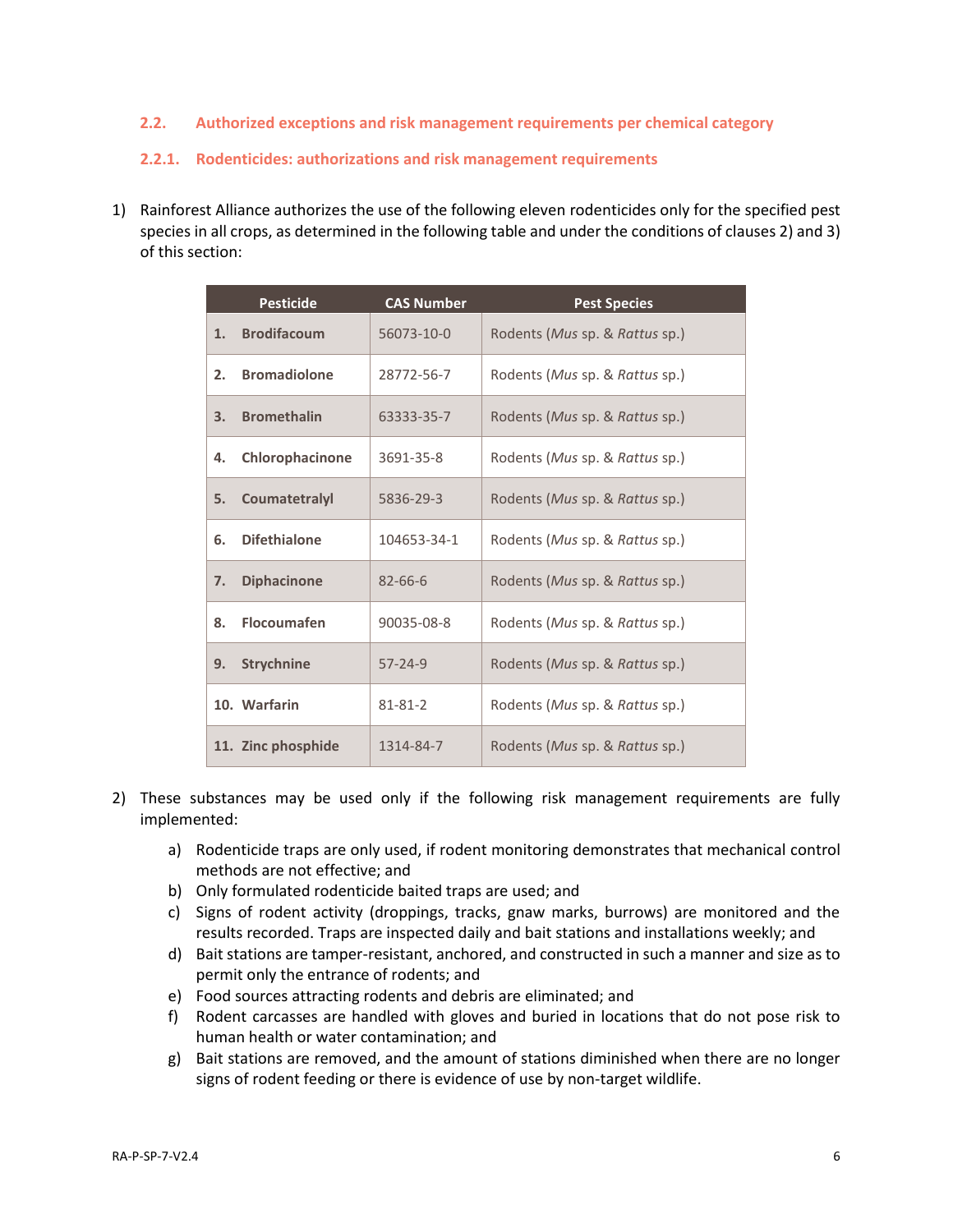### 2.2. Authorized exceptions and risk management requirements per chemical category

#### 2.2.1. Rodenticides: authorizations and risk management requirements

1) Rainforest Alliance authorizes the use of the following eleven rodenticides only for the specified pest species in all crops, as determined in the following table and under the conditions of clauses 2) and 3) of this section:

| Pesticide | CAS Number | Pest Species |
|---|---|---|
| **1. Brodifacoum** | 56073-10-0 | Rodents (*Mus* sp. & *Rattus* sp.) |
| **2. Bromadiolone** | 28772-56-7 | Rodents (*Mus* sp. & *Rattus* sp.) |
| **3. Bromethalin** | 63333-35-7 | Rodents (*Mus* sp. & *Rattus* sp.) |
| **4. Chlorophacinone** | 3691-35-8 | Rodents (*Mus* sp. & *Rattus* sp.) |
| **5. Coumatetralyl** | 5836-29-3 | Rodents (*Mus* sp. & *Rattus* sp.) |
| **6. Difethialone** | 104653-34-1 | Rodents (*Mus* sp. & *Rattus* sp.) |
| **7. Diphacinone** | 82-66-6 | Rodents (*Mus* sp. & *Rattus* sp.) |
| **8. Flocoumafen** | 90035-08-8 | Rodents (*Mus* sp. & *Rattus* sp.) |
| **9. Strychnine** | 57-24-9 | Rodents (*Mus* sp. & *Rattus* sp.) |
| **10. Warfarin** | 81-81-2 | Rodents (*Mus* sp. & *Rattus* sp.) |
| **11. Zinc phosphide** | 1314-84-7 | Rodents (*Mus* sp. & *Rattus* sp.) |

2) These substances may be used only if the following risk management requirements are fully implemented:
   a) Rodenticide traps are only used, if rodent monitoring demonstrates that mechanical control methods are not effective; and
   b) Only formulated rodenticide baited traps are used; and
   c) Signs of rodent activity (droppings, tracks, gnaw marks, burrows) are monitored and the results recorded. Traps are inspected daily and bait stations and installations weekly; and
   d) Bait stations are tamper-resistant, anchored, and constructed in such a manner and size as to permit only the entrance of rodents; and
   e) Food sources attracting rodents and debris are eliminated; and
   f) Rodent carcasses are handled with gloves and buried in locations that do not pose risk to human health or water contamination; and
   g) Bait stations are removed, and the amount of stations diminished when there are no longer signs of rodent feeding or there is evidence of use by non-target wildlife.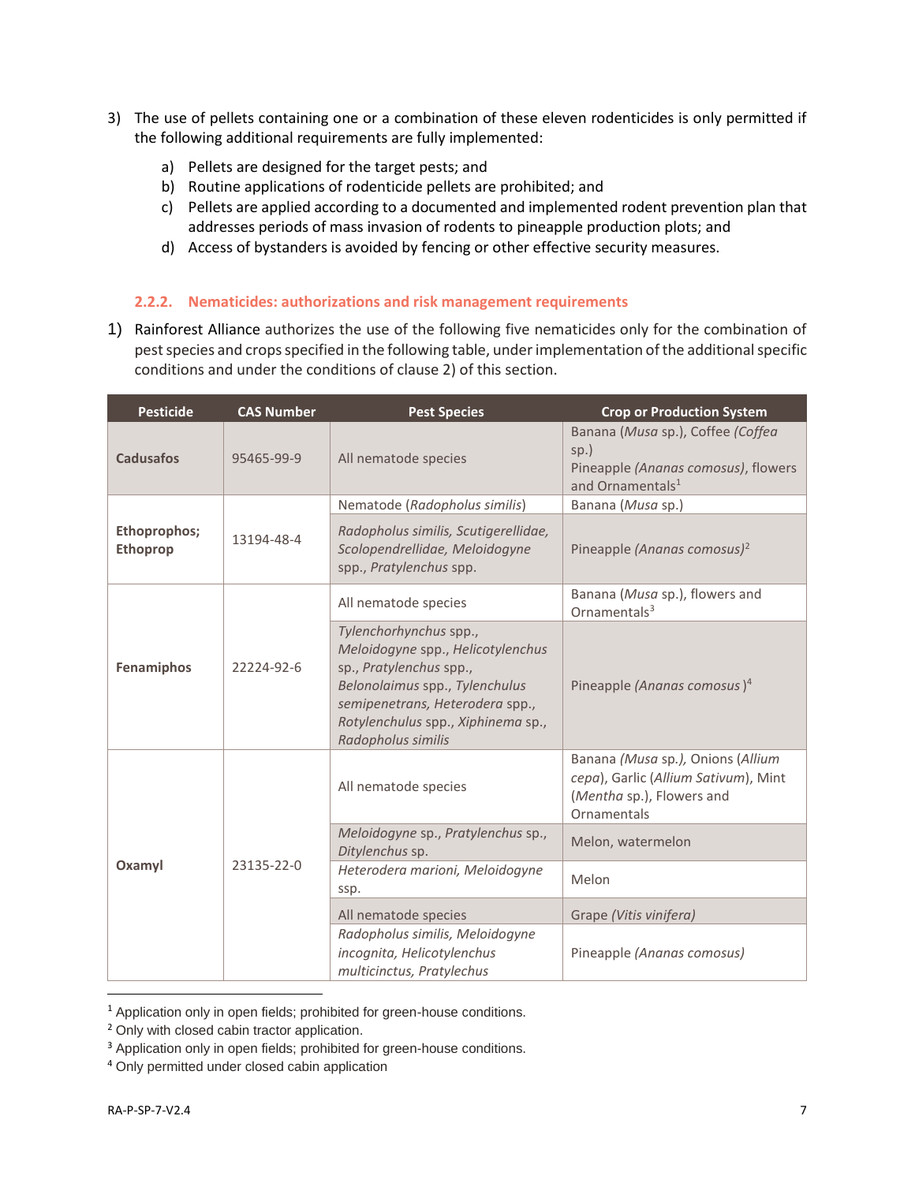3) The use of pellets containing one or a combination of these eleven rodenticides is only permitted if the following additional requirements are fully implemented:

   a) Pellets are designed for the target pests; and
   b) Routine applications of rodenticide pellets are prohibited; and
   c) Pellets are applied according to a documented and implemented rodent prevention plan that addresses periods of mass invasion of rodents to pineapple production plots; and
   d) Access of bystanders is avoided by fencing or other effective security measures.

### 2.2.2. Nematicides: authorizations and risk management requirements

1) Rainforest Alliance authorizes the use of the following five nematicides only for the combination of pest species and crops specified in the following table, under implementation of the additional specific conditions and under the conditions of clause 2) of this section.

| Pesticide | CAS Number | Pest Species | Crop or Production System |
|---|---|---|---|
| **Cadusafos** | 95465-99-9 | All nematode species | Banana (*Musa* sp.), Coffee *(Coffea* sp.) Pineapple *(Ananas comosus)*, flowers and Ornamentals[1] |
| **Ethoprophos; Ethoprop** | 13194-48-4 | Nematode (*Radopholus similis*) | Banana (*Musa* sp.) |
| | | *Radopholus similis, Scutigerellidae, Scolopendrellidae, Meloidogyne* spp., *Pratylenchus* spp. | Pineapple *(Ananas comosus)*[2] |
| **Fenamiphos** | 22224-92-6 | All nematode species | Banana (*Musa* sp.), flowers and Ornamentals[3] |
| | | *Tylenchorhynchus* spp., *Meloidogyne* spp., *Helicotylenchus* sp., *Pratylenchus* spp., *Belonolaimus* spp., *Tylenchulus semipenetrans, Heterodera* spp., *Rotylenchulus* spp., *Xiphinema* sp., *Radopholus similis* | Pineapple *(Ananas comosus* )[4] |
| **Oxamyl** | 23135-22-0 | All nematode species | Banana *(Musa* sp.*)*, Onions (*Allium cepa*), Garlic (*Allium Sativum*), Mint (*Mentha* sp.), Flowers and Ornamentals |
| | | *Meloidogyne* sp., *Pratylenchus* sp., *Ditylenchus* sp. | Melon, watermelon |
| | | *Heterodera marioni, Meloidogyne* ssp. | Melon |
| | | All nematode species | Grape *(Vitis vinifera)* |
| | | *Radopholus similis, Meloidogyne incognita, Helicotylenchus multicinctus, Pratylechus* | Pineapple *(Ananas comosus)* |

[1] Application only in open fields; prohibited for green-house conditions.
[2] Only with closed cabin tractor application.
[3] Application only in open fields; prohibited for green-house conditions.
[4] Only permitted under closed cabin application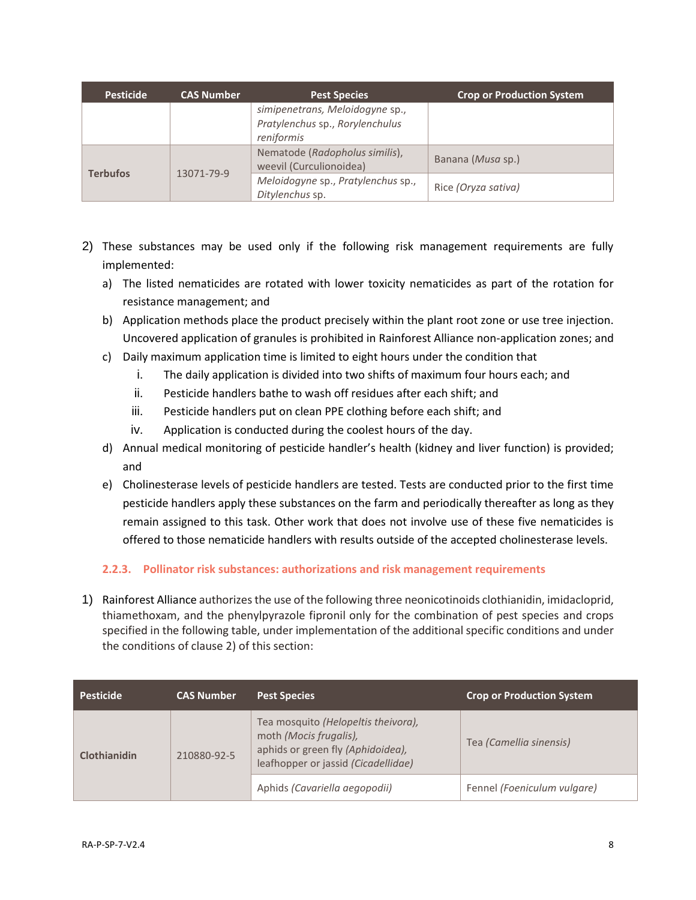| Pesticide | CAS Number | Pest Species | Crop or Production System |
|---|---|---|---|
| | | *simipenetrans, Meloidogyne* sp., *Pratylenchus* sp., *Rorylenchulus reniformis* | |
| **Terbufos** | 13071-79-9 | Nematode (*Radopholus similis*), weevil (Curculionoidea) | Banana (*Musa* sp.) |
| | | *Meloidogyne* sp., *Pratylenchus* sp., *Ditylenchus* sp. | Rice *(Oryza sativa)* |

2) These substances may be used only if the following risk management requirements are fully implemented:
   a) The listed nematicides are rotated with lower toxicity nematicides as part of the rotation for resistance management; and
   b) Application methods place the product precisely within the plant root zone or use tree injection. Uncovered application of granules is prohibited in Rainforest Alliance non-application zones; and
   c) Daily maximum application time is limited to eight hours under the condition that
      i. The daily application is divided into two shifts of maximum four hours each; and
      ii. Pesticide handlers bathe to wash off residues after each shift; and
      iii. Pesticide handlers put on clean PPE clothing before each shift; and
      iv. Application is conducted during the coolest hours of the day.
   d) Annual medical monitoring of pesticide handler's health (kidney and liver function) is provided; and
   e) Cholinesterase levels of pesticide handlers are tested. Tests are conducted prior to the first time pesticide handlers apply these substances on the farm and periodically thereafter as long as they remain assigned to this task. Other work that does not involve use of these five nematicides is offered to those nematicide handlers with results outside of the accepted cholinesterase levels.

### 2.2.3. Pollinator risk substances: authorizations and risk management requirements

1) Rainforest Alliance authorizes the use of the following three neonicotinoids clothianidin, imidacloprid, thiamethoxam, and the phenylpyrazole fipronil only for the combination of pest species and crops specified in the following table, under implementation of the additional specific conditions and under the conditions of clause 2) of this section:

| Pesticide | CAS Number | Pest Species | Crop or Production System |
|---|---|---|---|
| **Clothianidin** | 210880-92-5 | Tea mosquito *(Helopeltis theivora),* moth *(Mocis frugalis),* aphids or green fly *(Aphidoidea),* leafhopper or jassid *(Cicadellidae)* | Tea *(Camellia sinensis)* |
| | | Aphids *(Cavariella aegopodii)* | Fennel *(Foeniculum vulgare)* |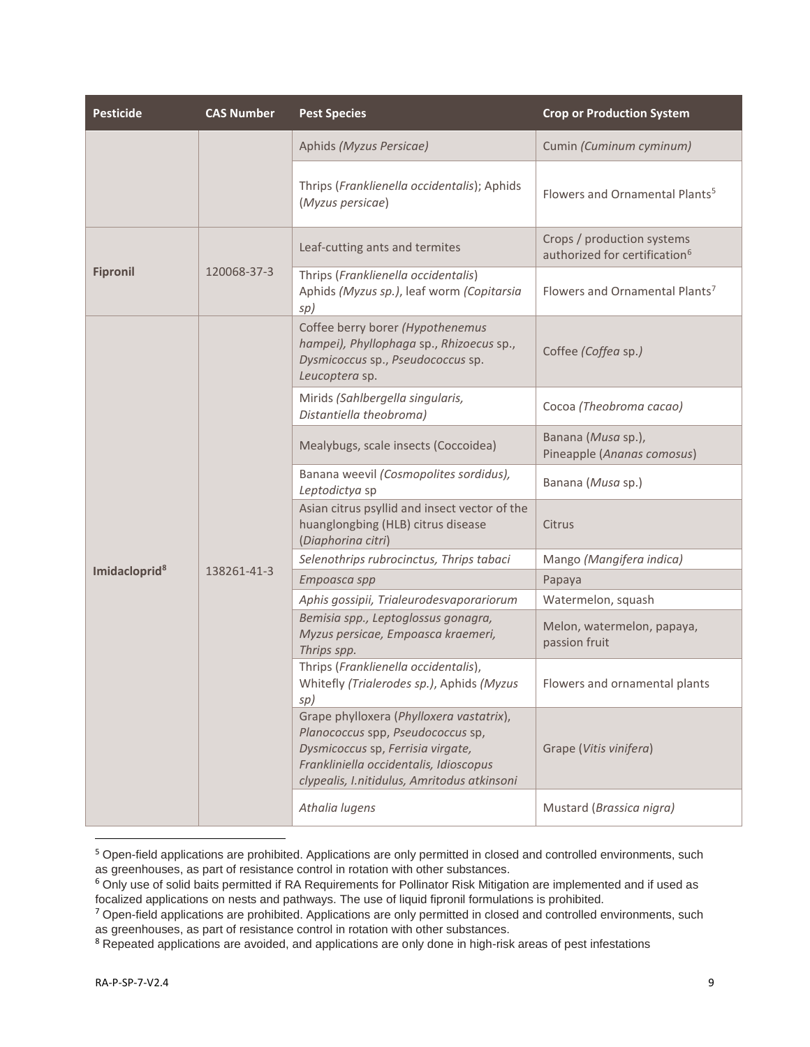| Pesticide | CAS Number | Pest Species | Crop or Production System |
|---|---|---|---|
| | | Aphids *(Myzus Persicae)* | Cumin *(Cuminum cyminum)* |
| | | Thrips (*Franklienella occidentalis*); Aphids (*Myzus persicae*) | Flowers and Ornamental Plants[5] |
| **Fipronil** | 120068-37-3 | Leaf-cutting ants and termites | Crops / production systems authorized for certification[6] |
| | | Thrips (*Franklienella occidentalis*) Aphids *(Myzus sp.)*, leaf worm *(Copitarsia sp)* | Flowers and Ornamental Plants[7] |
| **Imidacloprid[8]** | 138261-41-3 | Coffee berry borer *(Hypothenemus hampei), Phyllophaga* sp., *Rhizoecus* sp., *Dysmicoccus* sp., *Pseudococcus* sp. *Leucoptera* sp. | Coffee *(Coffea* sp.*)* |
| | | Mirids *(Sahlbergella singularis, Distantiella theobroma)* | Cocoa *(Theobroma cacao)* |
| | | Mealybugs, scale insects (Coccoidea) | Banana (*Musa* sp.), Pineapple (*Ananas comosus*) |
| | | Banana weevil *(Cosmopolites sordidus), Leptodictya* sp | Banana (*Musa* sp.) |
| | | Asian citrus psyllid and insect vector of the huanglongbing (HLB) citrus disease (*Diaphorina citri*) | Citrus |
| | | *Selenothrips rubrocinctus, Thrips tabaci* | Mango *(Mangifera indica)* |
| | | *Empoasca spp* | Papaya |
| | | *Aphis gossipii, Trialeurodesvaporariorum* | Watermelon, squash |
| | | *Bemisia spp., Leptoglossus gonagra, Myzus persicae, Empoasca kraemeri, Thrips spp.* | Melon, watermelon, papaya, passion fruit |
| | | Thrips (*Franklienella occidentalis*), Whitefly *(Trialerodes sp.)*, Aphids *(Myzus sp)* | Flowers and ornamental plants |
| | | Grape phylloxera (*Phylloxera vastatrix*), *Planococcus* spp, *Pseudococcus* sp, *Dysmicoccus* sp, *Ferrisia virgate, Frankliniella occidentalis, Idioscopus clypealis, I.nitidulus, Amritodus atkinsoni* | Grape (*Vitis vinifera*) |
| | | *Athalia lugens* | Mustard (*Brassica nigra)* |

[5] Open-field applications are prohibited. Applications are only permitted in closed and controlled environments, such as greenhouses, as part of resistance control in rotation with other substances.

[6] Only use of solid baits permitted if RA Requirements for Pollinator Risk Mitigation are implemented and if used as focalized applications on nests and pathways. The use of liquid fipronil formulations is prohibited.

[7] Open-field applications are prohibited. Applications are only permitted in closed and controlled environments, such as greenhouses, as part of resistance control in rotation with other substances.

[8] Repeated applications are avoided, and applications are only done in high-risk areas of pest infestations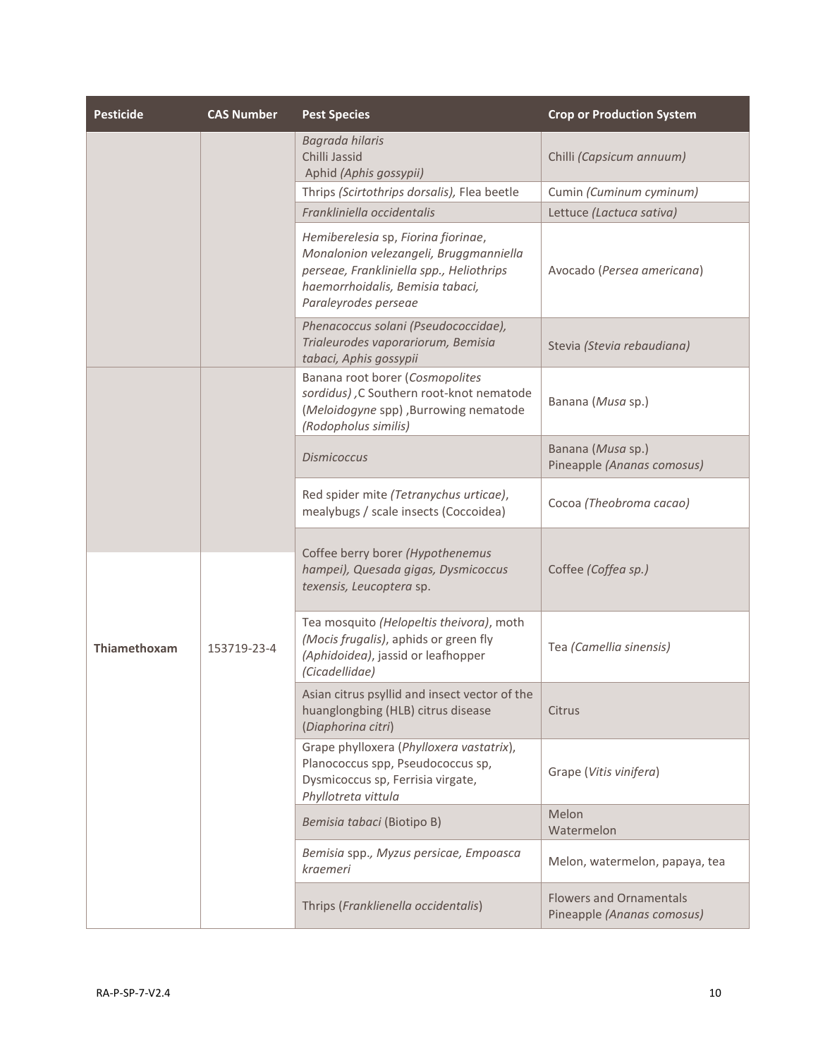| Pesticide | CAS Number | Pest Species | Crop or Production System |
|---|---|---|---|
| | | *Bagrada hilaris*<br>Chilli Jassid<br>Aphid *(Aphis gossypii)* | Chilli *(Capsicum annuum)* |
| | | Thrips *(Scirtothrips dorsalis)*, Flea beetle | Cumin *(Cuminum cyminum)* |
| | | *Frankliniella occidentalis* | Lettuce *(Lactuca sativa)* |
| | | *Hemiberelesia* sp, *Fiorina fiorinae*, *Monalonion velezangeli*, *Bruggmanniella perseae*, *Frankliniella spp.*, *Heliothrips haemorrhoidalis*, *Bemisia tabaci*, *Paraleyrodes perseae* | Avocado (*Persea americana*) |
| | | *Phenacoccus solani (Pseudococcidae), Trialeurodes vaporariorum, Bemisia tabaci, Aphis gossypii* | Stevia *(Stevia rebaudiana)* |
| Thiamethoxam | 153719-23-4 | Banana root borer (*Cosmopolites sordidus)* ,C Southern root-knot nematode (*Meloidogyne* spp) ,Burrowing nematode *(Rodopholus similis)* | Banana (*Musa* sp.) |
| | | *Dismicoccus* | Banana (*Musa* sp.)<br>Pineapple *(Ananas comosus)* |
| | | Red spider mite *(Tetranychus urticae)*, mealybugs / scale insects (Coccoidea) | Cocoa *(Theobroma cacao)* |
| | | Coffee berry borer *(Hypothenemus hampei), Quesada gigas, Dysmicoccus texensis, Leucoptera* sp. | Coffee *(Coffea sp.)* |
| | | Tea mosquito *(Helopeltis theivora)*, moth *(Mocis frugalis)*, aphids or green fly *(Aphidoidea)*, jassid or leafhopper *(Cicadellidae)* | Tea *(Camellia sinensis)* |
| | | Asian citrus psyllid and insect vector of the huanglongbing (HLB) citrus disease (*Diaphorina citri*) | Citrus |
| | | Grape phylloxera (*Phylloxera vastatrix*), Planococcus spp, Pseudococcus sp, Dysmicoccus sp, Ferrisia virgate, *Phyllotreta vittula* | Grape (*Vitis vinifera*) |
| | | *Bemisia tabaci* (Biotipo B) | Melon<br>Watermelon |
| | | *Bemisia* spp., *Myzus persicae, Empoasca kraemeri* | Melon, watermelon, papaya, tea |
| | | Thrips (*Franklienella occidentalis*) | Flowers and Ornamentals<br>Pineapple *(Ananas comosus)* |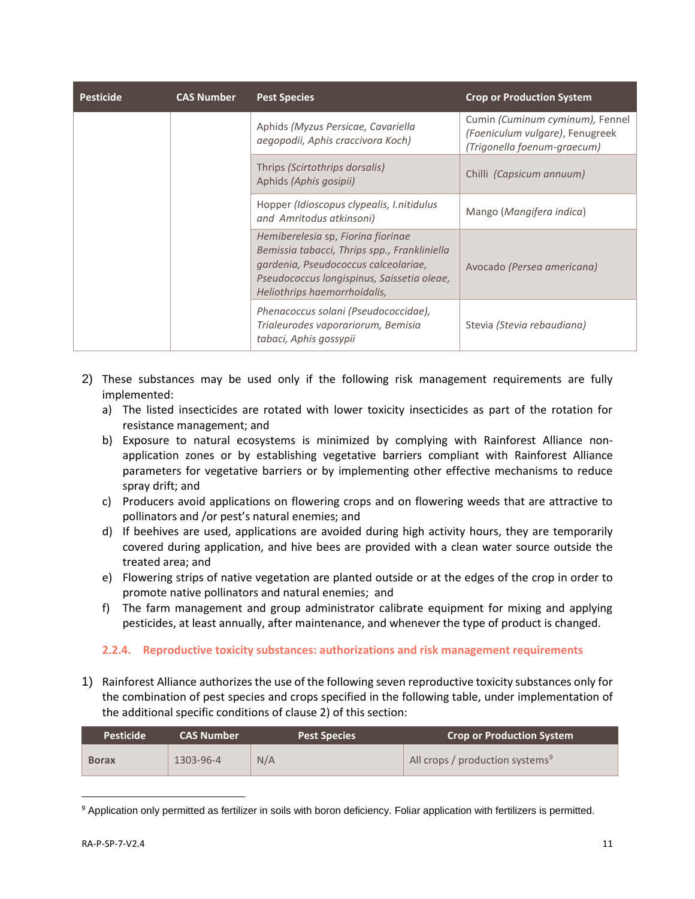| Pesticide | CAS Number | Pest Species | Crop or Production System |
|---|---|---|---|
| | | Aphids *(Myzus Persicae, Cavariella aegopodii, Aphis craccivora Koch)* | Cumin *(Cuminum cyminum),* Fennel *(Foeniculum vulgare)*, Fenugreek *(Trigonella foenum-graecum)* |
| | | Thrips *(Scirtothrips dorsalis)* Aphids *(Aphis gosipii)* | Chilli *(Capsicum annuum)* |
| | | Hopper *(Idioscopus clypealis, I.nitidulus and Amritodus atkinsoni)* | Mango (*Mangifera indica*) |
| | | *Hemiberelesia* sp, *Fiorina fiorinae Bemissia tabacci, Thrips spp., Frankliniella gardenia, Pseudococcus calceolariae, Pseudococcus longispinus, Saissetia oleae, Heliothrips haemorrhoidalis,* | Avocado *(Persea americana)* |
| | | *Phenacoccus solani (Pseudococcidae), Trialeurodes vaporariorum, Bemisia tabaci, Aphis gossypii* | Stevia *(Stevia rebaudiana)* |

2) These substances may be used only if the following risk management requirements are fully implemented:
   a) The listed insecticides are rotated with lower toxicity insecticides as part of the rotation for resistance management; and
   b) Exposure to natural ecosystems is minimized by complying with Rainforest Alliance non-application zones or by establishing vegetative barriers compliant with Rainforest Alliance parameters for vegetative barriers or by implementing other effective mechanisms to reduce spray drift; and
   c) Producers avoid applications on flowering crops and on flowering weeds that are attractive to pollinators and /or pest's natural enemies; and
   d) If beehives are used, applications are avoided during high activity hours, they are temporarily covered during application, and hive bees are provided with a clean water source outside the treated area; and
   e) Flowering strips of native vegetation are planted outside or at the edges of the crop in order to promote native pollinators and natural enemies; and
   f) The farm management and group administrator calibrate equipment for mixing and applying pesticides, at least annually, after maintenance, and whenever the type of product is changed.

#### 2.2.4. Reproductive toxicity substances: authorizations and risk management requirements

1) Rainforest Alliance authorizes the use of the following seven reproductive toxicity substances only for the combination of pest species and crops specified in the following table, under implementation of the additional specific conditions of clause 2) of this section:

| Pesticide | CAS Number | Pest Species | Crop or Production System |
|---|---|---|---|
| **Borax** | 1303-96-4 | N/A | All crops / production systems[9] |

[9] Application only permitted as fertilizer in soils with boron deficiency. Foliar application with fertilizers is permitted.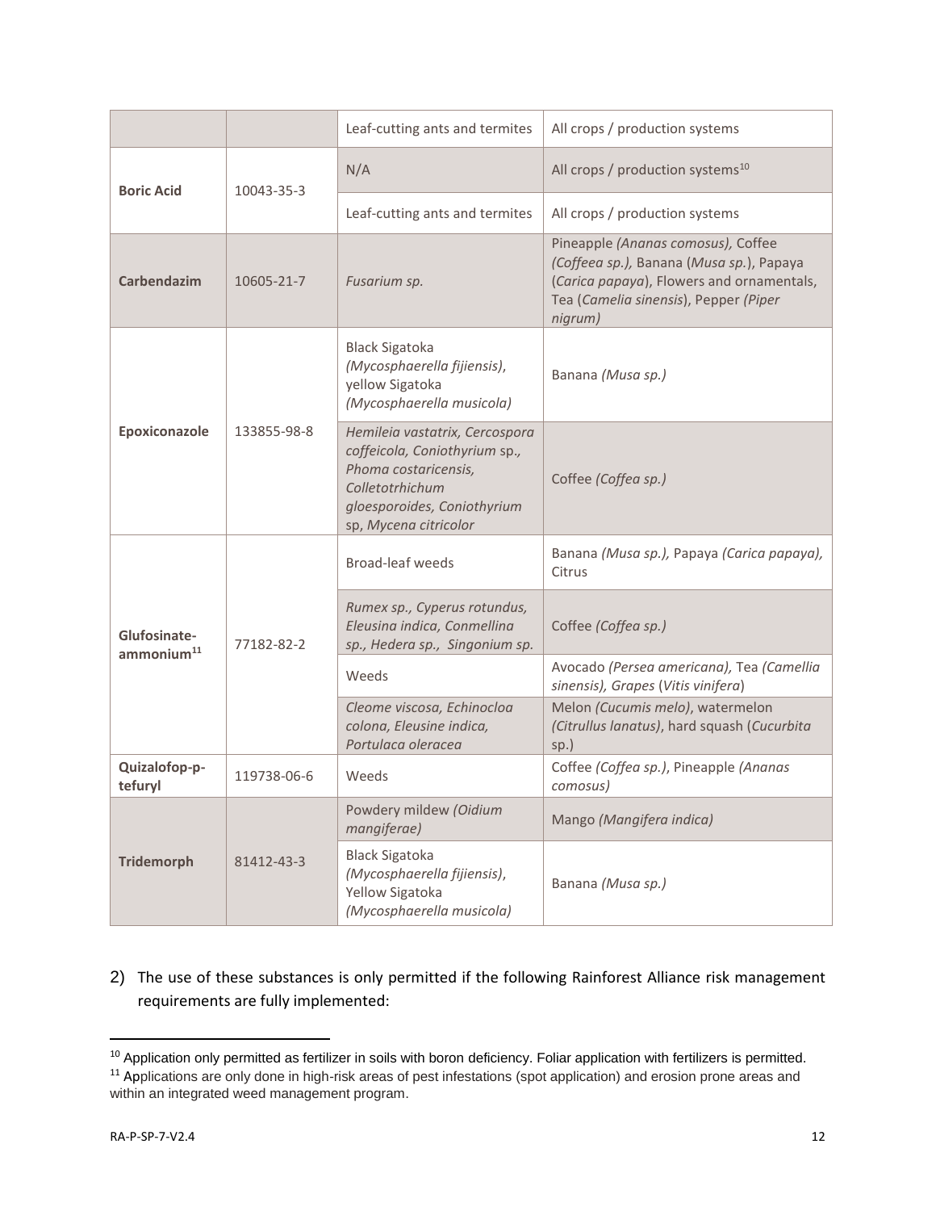| | | | |
|---|---|---|---|
| | | Leaf-cutting ants and termites | All crops / production systems |
| **Boric Acid** | 10043-35-3 | N/A | All crops / production systems[10] |
| | | Leaf-cutting ants and termites | All crops / production systems |
| **Carbendazim** | 10605-21-7 | *Fusarium sp.* | Pineapple *(Ananas comosus),* Coffee *(Coffeea sp.),* Banana (*Musa sp.*), Papaya (*Carica papaya*), Flowers and ornamentals, Tea (*Camelia sinensis*), Pepper *(Piper nigrum)* |
| **Epoxiconazole** | 133855-98-8 | Black Sigatoka *(Mycosphaerella fijiensis)*, yellow Sigatoka *(Mycosphaerella musicola)* | Banana *(Musa sp.)* |
| | | *Hemileia vastatrix, Cercospora coffeicola, Coniothyrium* sp., *Phoma costaricensis, Colletotrhichum gloesporoides, Coniothyrium* sp, *Mycena citricolor* | Coffee *(Coffea sp.)* |
| **Glufosinate-ammonium**[11] | 77182-82-2 | Broad-leaf weeds | Banana *(Musa sp.),* Papaya *(Carica papaya),* Citrus |
| | | *Rumex sp., Cyperus rotundus, Eleusina indica, Conmellina sp., Hedera sp., Singonium sp.* | Coffee *(Coffea sp.)* |
| | | Weeds | Avocado *(Persea americana),* Tea *(Camellia sinensis), Grapes* (*Vitis vinifera*) |
| | | *Cleome viscosa, Echinocloa colona, Eleusine indica, Portulaca oleracea* | Melon *(Cucumis melo)*, watermelon *(Citrullus lanatus)*, hard squash (*Cucurbita* sp.) |
| **Quizalofop-p-tefuryl** | 119738-06-6 | Weeds | Coffee *(Coffea sp.)*, Pineapple *(Ananas comosus)* |
| **Tridemorph** | 81412-43-3 | Powdery mildew *(Oidium mangiferae)* | Mango *(Mangifera indica)* |
| | | Black Sigatoka *(Mycosphaerella fijiensis)*, Yellow Sigatoka *(Mycosphaerella musicola)* | Banana *(Musa sp.)* |

2) The use of these substances is only permitted if the following Rainforest Alliance risk management requirements are fully implemented:

---

[10] Application only permitted as fertilizer in soils with boron deficiency. Foliar application with fertilizers is permitted.

[11] Applications are only done in high-risk areas of pest infestations (spot application) and erosion prone areas and within an integrated weed management program.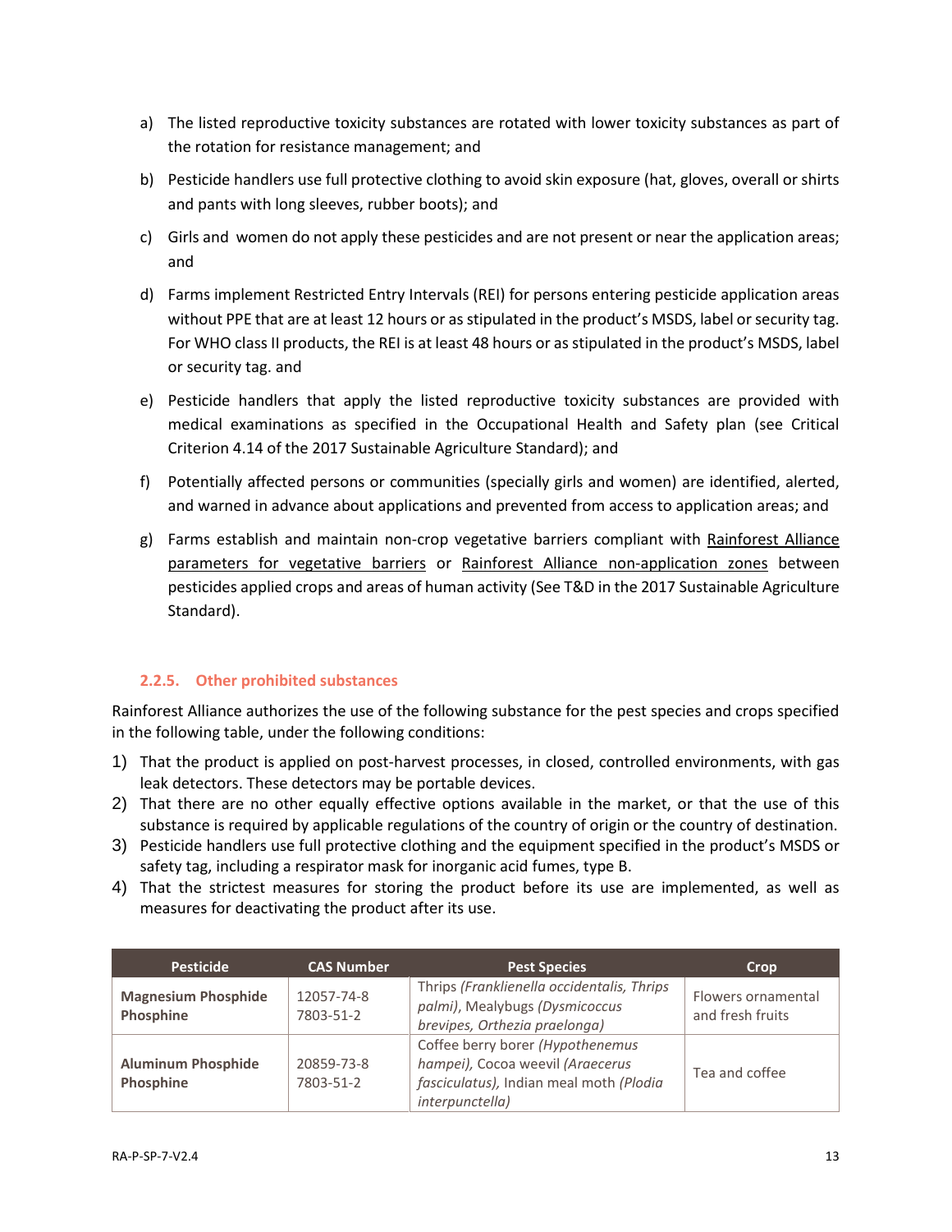a) The listed reproductive toxicity substances are rotated with lower toxicity substances as part of the rotation for resistance management; and

b) Pesticide handlers use full protective clothing to avoid skin exposure (hat, gloves, overall or shirts and pants with long sleeves, rubber boots); and

c) Girls and women do not apply these pesticides and are not present or near the application areas; and

d) Farms implement Restricted Entry Intervals (REI) for persons entering pesticide application areas without PPE that are at least 12 hours or as stipulated in the product's MSDS, label or security tag. For WHO class II products, the REI is at least 48 hours or as stipulated in the product's MSDS, label or security tag. and

e) Pesticide handlers that apply the listed reproductive toxicity substances are provided with medical examinations as specified in the Occupational Health and Safety plan (see Critical Criterion 4.14 of the 2017 Sustainable Agriculture Standard); and

f) Potentially affected persons or communities (specially girls and women) are identified, alerted, and warned in advance about applications and prevented from access to application areas; and

g) Farms establish and maintain non-crop vegetative barriers compliant with Rainforest Alliance parameters for vegetative barriers or Rainforest Alliance non-application zones between pesticides applied crops and areas of human activity (See T&D in the 2017 Sustainable Agriculture Standard).

### 2.2.5. Other prohibited substances

Rainforest Alliance authorizes the use of the following substance for the pest species and crops specified in the following table, under the following conditions:

1) That the product is applied on post-harvest processes, in closed, controlled environments, with gas leak detectors. These detectors may be portable devices.
2) That there are no other equally effective options available in the market, or that the use of this substance is required by applicable regulations of the country of origin or the country of destination.
3) Pesticide handlers use full protective clothing and the equipment specified in the product's MSDS or safety tag, including a respirator mask for inorganic acid fumes, type B.
4) That the strictest measures for storing the product before its use are implemented, as well as measures for deactivating the product after its use.

| Pesticide | CAS Number | Pest Species | Crop |
|---|---|---|---|
| **Magnesium Phosphide Phosphine** | 12057-74-8 7803-51-2 | Thrips *(Franklienella occidentalis, Thrips palmi)*, Mealybugs *(Dysmicoccus brevipes, Orthezia praelonga)* | Flowers ornamental and fresh fruits |
| **Aluminum Phosphide Phosphine** | 20859-73-8 7803-51-2 | Coffee berry borer *(Hypothenemus hampei)*, Cocoa weevil *(Araecerus fasciculatus)*, Indian meal moth *(Plodia interpunctella)* | Tea and coffee |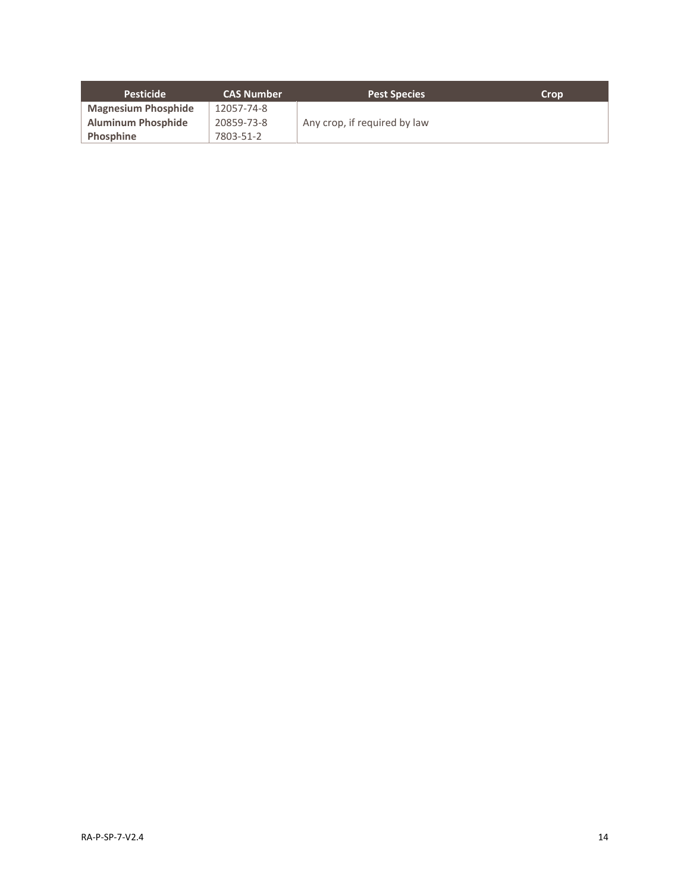| Pesticide | CAS Number | Pest Species | Crop |
|---|---|---|---|
| **Magnesium Phosphide** | 12057-74-8 | | |
| **Aluminum Phosphide** | 20859-73-8 | Any crop, if required by law | |
| **Phosphine** | 7803-51-2 | | |